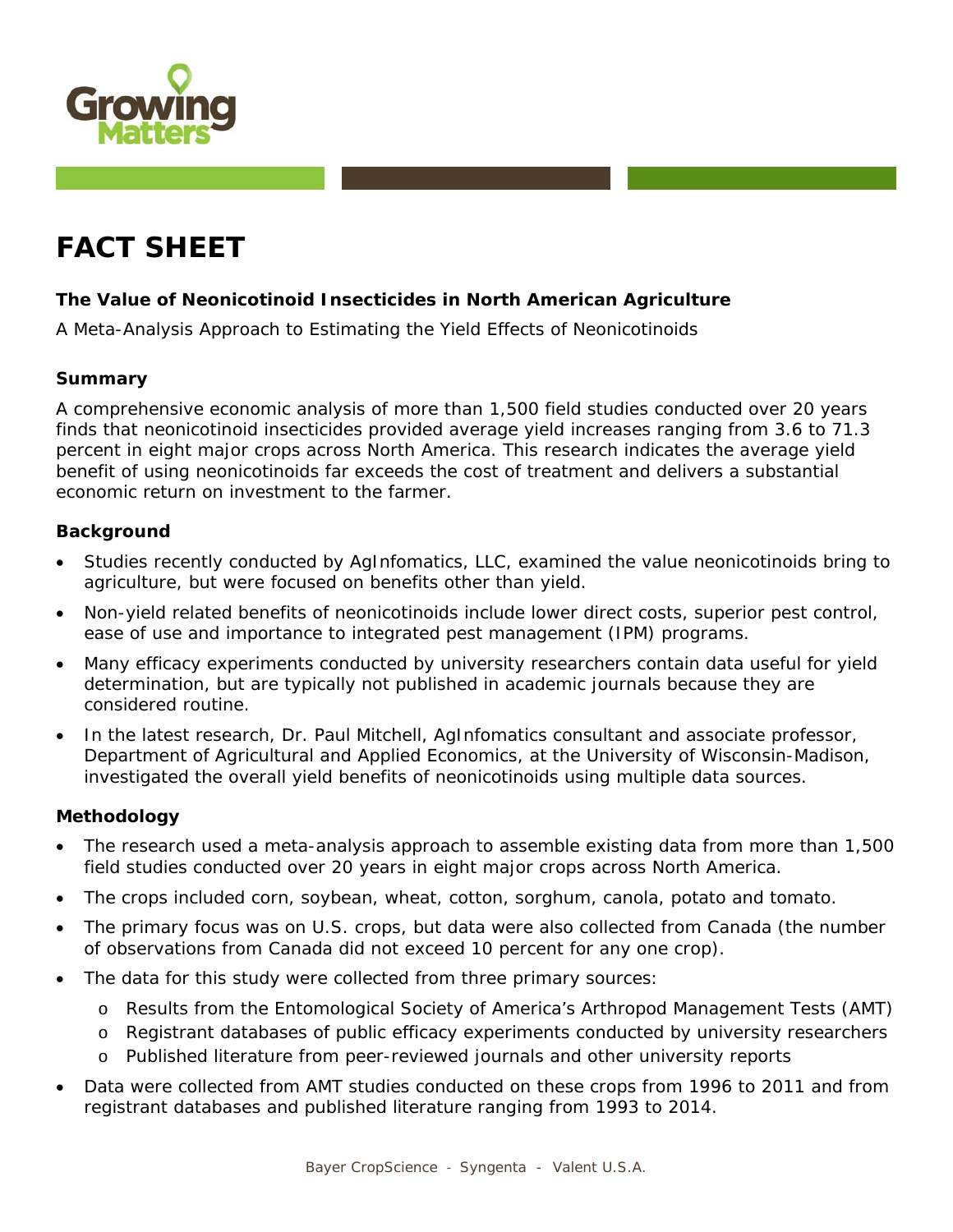# FACT SHEET

**The Value of Neonicotinoid Insecticides in North American Agriculture**

A Meta-Analysis Approach to Estimating the Yield Effects of Neonicotinoids

### Summary

A comprehensive economic analysis of more than 1,500 field studies conducted over 20 years finds that neonicotinoid insecticides provided average yield increases ranging from 3.6 to 71.3 percent in eight major crops across North America. This research indicates the average yield benefit of using neonicotinoids far exceeds the cost of treatment and delivers a substantial economic return on investment to the farmer.

### Background

- Studies recently conducted by AgInfomatics, LLC, examined the value neonicotinoids bring to agriculture, but were focused on benefits other than yield.
- Non-yield related benefits of neonicotinoids include lower direct costs, superior pest control, ease of use and importance to integrated pest management (IPM) programs.
- Many efficacy experiments conducted by university researchers contain data useful for yield determination, but are typically not published in academic journals because they are considered routine.
- In the latest research, Dr. Paul Mitchell, AgInfomatics consultant and associate professor, Department of Agricultural and Applied Economics, at the University of Wisconsin-Madison, investigated the overall yield benefits of neonicotinoids using multiple data sources.

### Methodology

- The research used a meta-analysis approach to assemble existing data from more than 1,500 field studies conducted over 20 years in eight major crops across North America.
- The crops included corn, soybean, wheat, cotton, sorghum, canola, potato and tomato.
- The primary focus was on U.S. crops, but data were also collected from Canada (the number of observations from Canada did not exceed 10 percent for any one crop).
- The data for this study were collected from three primary sources:
  - Results from the Entomological Society of America's Arthropod Management Tests (AMT)
  - Registrant databases of public efficacy experiments conducted by university researchers
  - Published literature from peer-reviewed journals and other university reports
- Data were collected from AMT studies conducted on these crops from 1996 to 2011 and from registrant databases and published literature ranging from 1993 to 2014.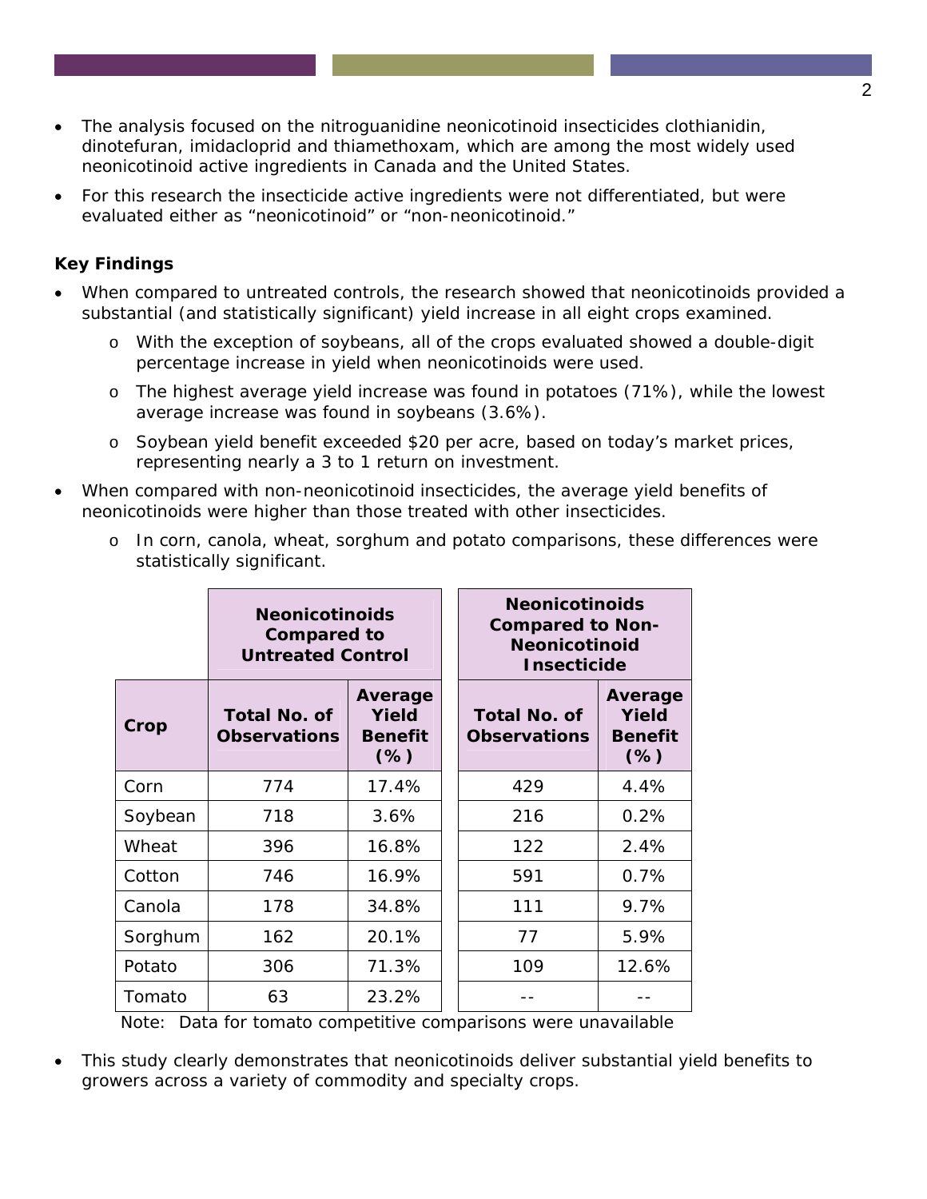- The analysis focused on the nitroguanidine neonicotinoid insecticides clothianidin, dinotefuran, imidacloprid and thiamethoxam, which are among the most widely used neonicotinoid active ingredients in Canada and the United States.
- For this research the insecticide active ingredients were not differentiated, but were evaluated either as "neonicotinoid" or "non-neonicotinoid."

**Key Findings**

- When compared to untreated controls, the research showed that neonicotinoids provided a substantial (and statistically significant) yield increase in all eight crops examined.
  - With the exception of soybeans, all of the crops evaluated showed a double-digit percentage increase in yield when neonicotinoids were used.
  - The highest average yield increase was found in potatoes (71%), while the lowest average increase was found in soybeans (3.6%).
  - Soybean yield benefit exceeded $20 per acre, based on today's market prices, representing nearly a 3 to 1 return on investment.
- When compared with non-neonicotinoid insecticides, the average yield benefits of neonicotinoids were higher than those treated with other insecticides.
  - In corn, canola, wheat, sorghum and potato comparisons, these differences were statistically significant.

| | **Neonicotinoids Compared to Untreated Control** | | **Neonicotinoids Compared to Non-Neonicotinoid Insecticide** | |
|---|---|---|---|---|
| **Crop** | **Total No. of Observations** | **Average Yield Benefit (%)** | **Total No. of Observations** | **Average Yield Benefit (%)** |
| Corn | 774 | 17.4% | 429 | 4.4% |
| Soybean | 718 | 3.6% | 216 | 0.2% |
| Wheat | 396 | 16.8% | 122 | 2.4% |
| Cotton | 746 | 16.9% | 591 | 0.7% |
| Canola | 178 | 34.8% | 111 | 9.7% |
| Sorghum | 162 | 20.1% | 77 | 5.9% |
| Potato | 306 | 71.3% | 109 | 12.6% |
| Tomato | 63 | 23.2% | -- | -- |

Note: Data for tomato competitive comparisons were unavailable

- This study clearly demonstrates that neonicotinoids deliver substantial yield benefits to growers across a variety of commodity and specialty crops.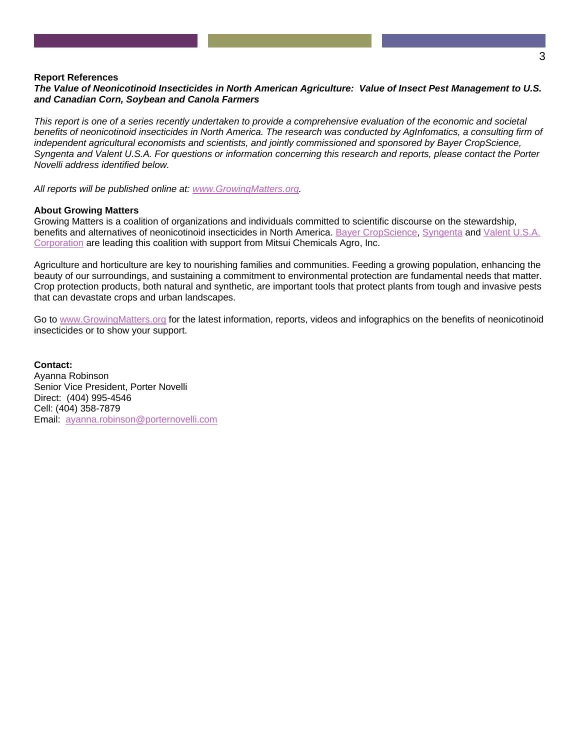**Report References**

***The Value of Neonicotinoid Insecticides in North American Agriculture: Value of Insect Pest Management to U.S. and Canadian Corn, Soybean and Canola Farmers***

*This report is one of a series recently undertaken to provide a comprehensive evaluation of the economic and societal benefits of neonicotinoid insecticides in North America. The research was conducted by AgInfomatics, a consulting firm of independent agricultural economists and scientists, and jointly commissioned and sponsored by Bayer CropScience, Syngenta and Valent U.S.A. For questions or information concerning this research and reports, please contact the Porter Novelli address identified below.*

*All reports will be published online at: www.GrowingMatters.org.*

**About Growing Matters**

Growing Matters is a coalition of organizations and individuals committed to scientific discourse on the stewardship, benefits and alternatives of neonicotinoid insecticides in North America. Bayer CropScience, Syngenta and Valent U.S.A. Corporation are leading this coalition with support from Mitsui Chemicals Agro, Inc.

Agriculture and horticulture are key to nourishing families and communities. Feeding a growing population, enhancing the beauty of our surroundings, and sustaining a commitment to environmental protection are fundamental needs that matter. Crop protection products, both natural and synthetic, are important tools that protect plants from tough and invasive pests that can devastate crops and urban landscapes.

Go to www.GrowingMatters.org for the latest information, reports, videos and infographics on the benefits of neonicotinoid insecticides or to show your support.

**Contact:**
Ayanna Robinson
Senior Vice President, Porter Novelli
Direct: (404) 995-4546
Cell: (404) 358-7879
Email: ayanna.robinson@porternovelli.com